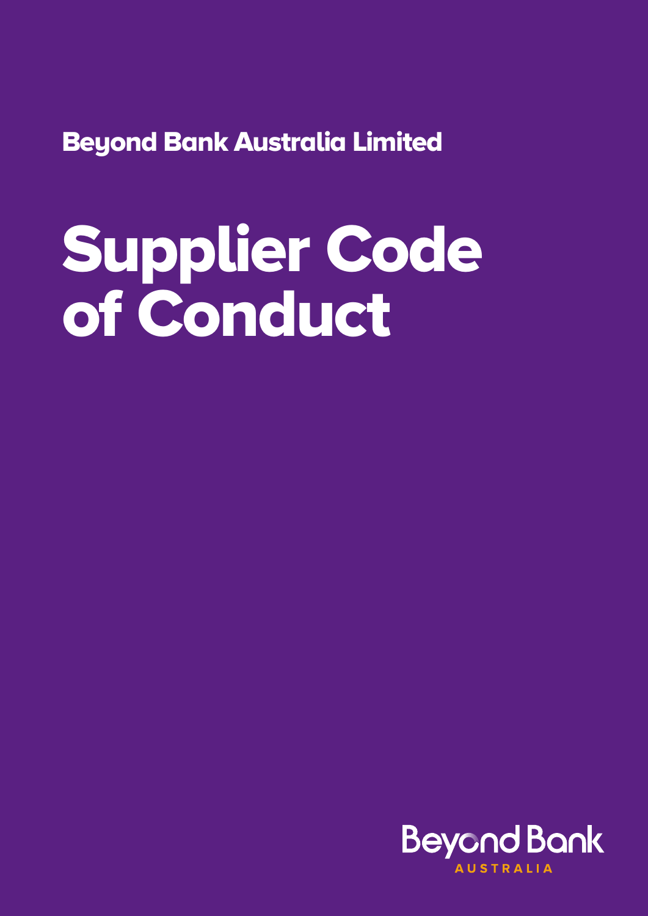Beyond Bank Australia Limited

# Supplier Code of Conduct

Beyond Bank

AUSTRALIA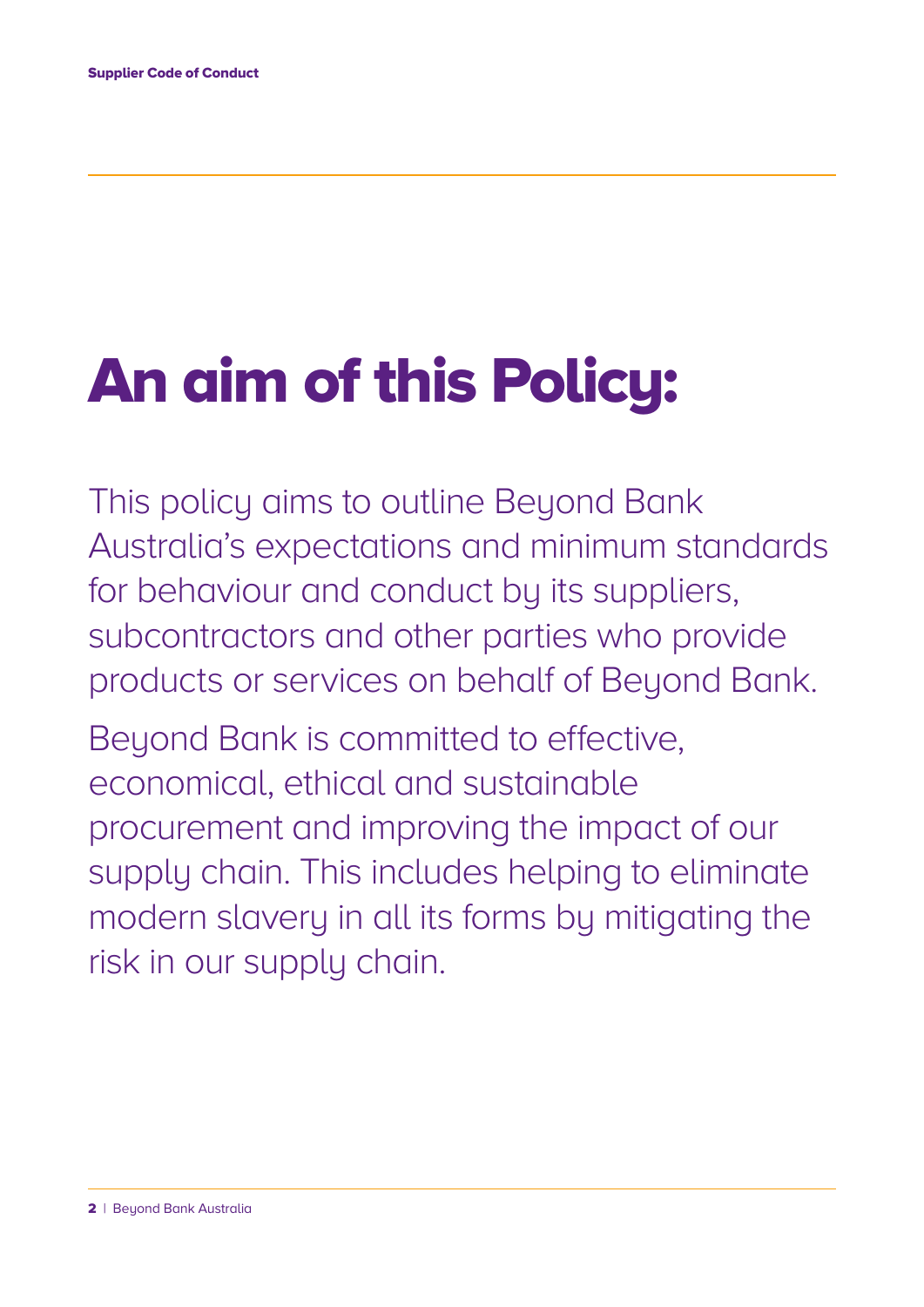# An aim of this Policy:

This policy aims to outline Beyond Bank Australia's expectations and minimum standards for behaviour and conduct by its suppliers, subcontractors and other parties who provide products or services on behalf of Beyond Bank.

Beyond Bank is committed to effective, economical, ethical and sustainable procurement and improving the impact of our supply chain. This includes helping to eliminate modern slavery in all its forms by mitigating the risk in our supply chain.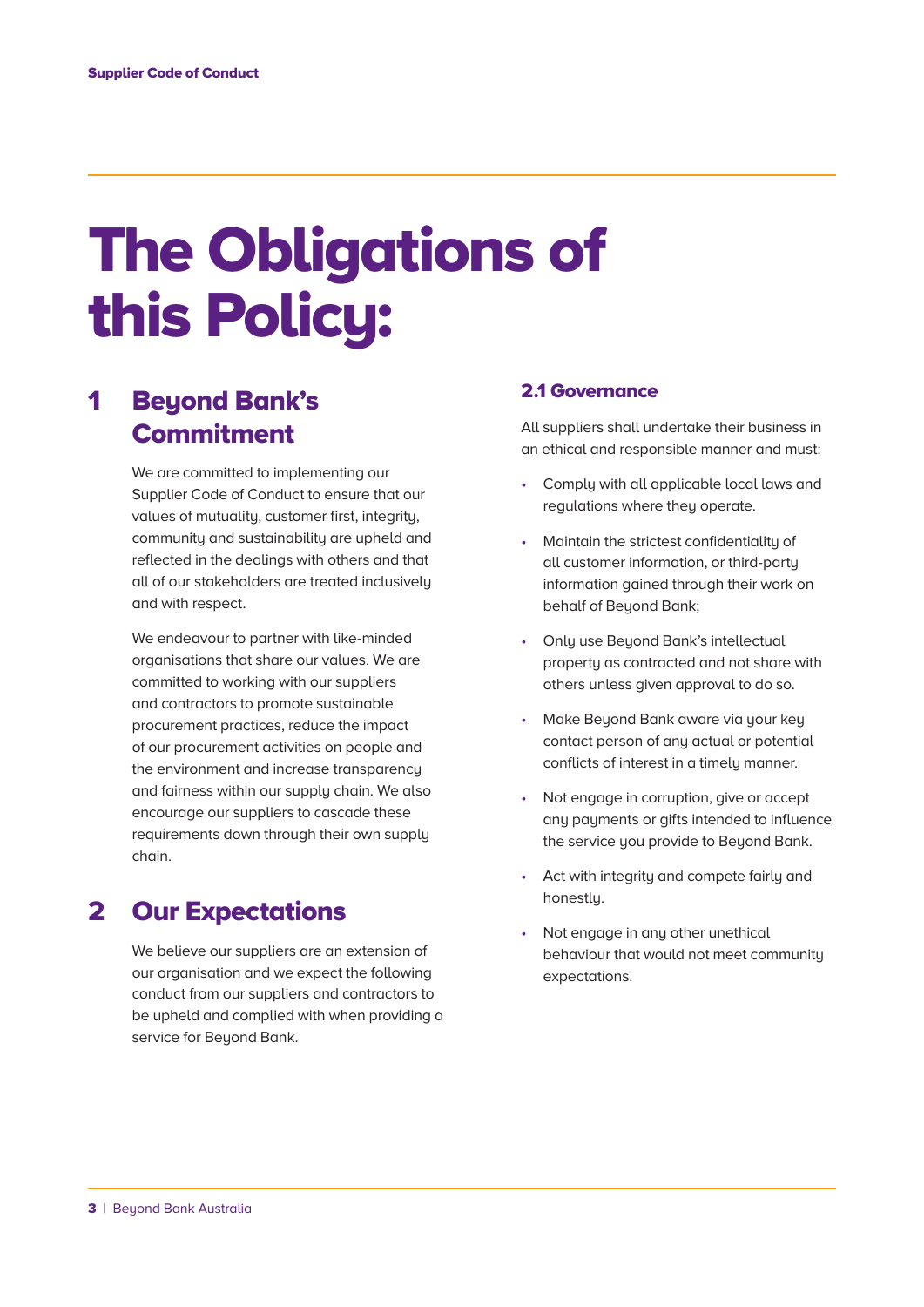# The Obligations of this Policy:

## 1 Beyond Bank's Commitment

We are committed to implementing our Supplier Code of Conduct to ensure that our values of mutuality, customer first, integrity, community and sustainability are upheld and reflected in the dealings with others and that all of our stakeholders are treated inclusively and with respect.

We endeavour to partner with like-minded organisations that share our values. We are committed to working with our suppliers and contractors to promote sustainable procurement practices, reduce the impact of our procurement activities on people and the environment and increase transparency and fairness within our supply chain. We also encourage our suppliers to cascade these requirements down through their own supply chain.

## 2 Our Expectations

We believe our suppliers are an extension of our organisation and we expect the following conduct from our suppliers and contractors to be upheld and complied with when providing a service for Beyond Bank.

### 2.1 Governance

All suppliers shall undertake their business in an ethical and responsible manner and must:

- Comply with all applicable local laws and regulations where they operate.
- Maintain the strictest confidentiality of all customer information, or third-party information gained through their work on behalf of Beyond Bank;
- Only use Beyond Bank's intellectual property as contracted and not share with others unless given approval to do so.
- Make Beyond Bank aware via your key contact person of any actual or potential conflicts of interest in a timely manner.
- Not engage in corruption, give or accept any payments or gifts intended to influence the service you provide to Beyond Bank.
- Act with integrity and compete fairly and honestly.
- Not engage in any other unethical behaviour that would not meet community expectations.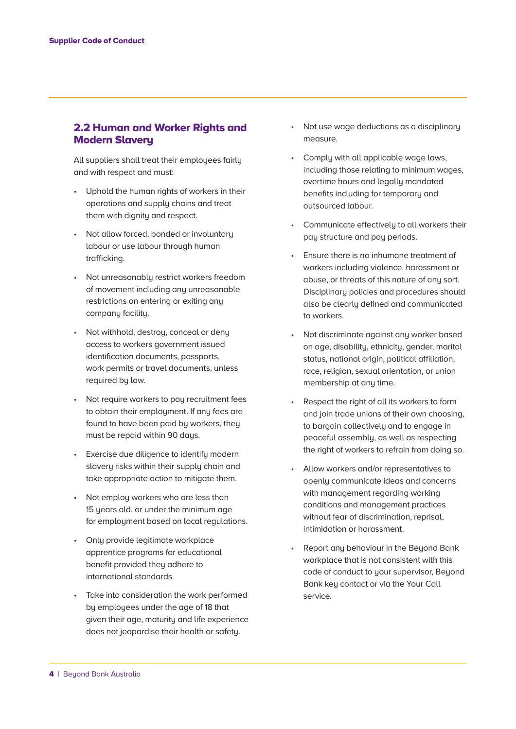## 2.2 Human and Worker Rights and Modern Slavery

All suppliers shall treat their employees fairly and with respect and must:

- Uphold the human rights of workers in their operations and supply chains and treat them with dignity and respect.
- Not allow forced, bonded or involuntary labour or use labour through human trafficking.
- Not unreasonably restrict workers freedom of movement including any unreasonable restrictions on entering or exiting any company facility.
- Not withhold, destroy, conceal or deny access to workers government issued identification documents, passports, work permits or travel documents, unless required by law.
- Not require workers to pay recruitment fees to obtain their employment. If any fees are found to have been paid by workers, they must be repaid within 90 days.
- Exercise due diligence to identify modern slavery risks within their supply chain and take appropriate action to mitigate them.
- Not employ workers who are less than 15 years old, or under the minimum age for employment based on local regulations.
- Only provide legitimate workplace apprentice programs for educational benefit provided they adhere to international standards.
- Take into consideration the work performed by employees under the age of 18 that given their age, maturity and life experience does not jeopardise their health or safety.
- Not use wage deductions as a disciplinary measure.
- Comply with all applicable wage laws, including those relating to minimum wages, overtime hours and legally mandated benefits including for temporary and outsourced labour.
- Communicate effectively to all workers their pay structure and pay periods.
- Ensure there is no inhumane treatment of workers including violence, harassment or abuse, or threats of this nature of any sort. Disciplinary policies and procedures should also be clearly defined and communicated to workers.
- Not discriminate against any worker based on age, disability, ethnicity, gender, marital status, national origin, political affiliation, race, religion, sexual orientation, or union membership at any time.
- Respect the right of all its workers to form and join trade unions of their own choosing, to bargain collectively and to engage in peaceful assembly, as well as respecting the right of workers to refrain from doing so.
- Allow workers and/or representatives to openly communicate ideas and concerns with management regarding working conditions and management practices without fear of discrimination, reprisal, intimidation or harassment.
- Report any behaviour in the Beyond Bank workplace that is not consistent with this code of conduct to your supervisor, Beyond Bank key contact or via the Your Call service.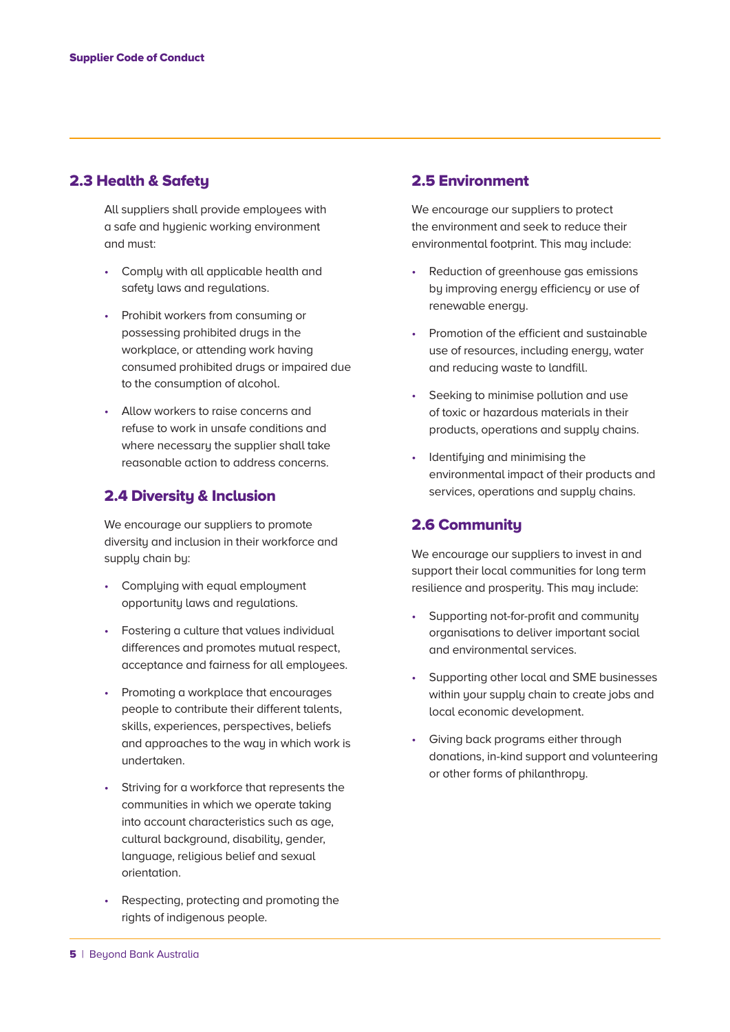## 2.3 Health & Safety

All suppliers shall provide employees with a safe and hygienic working environment and must:

- Comply with all applicable health and safety laws and regulations.
- Prohibit workers from consuming or possessing prohibited drugs in the workplace, or attending work having consumed prohibited drugs or impaired due to the consumption of alcohol.
- Allow workers to raise concerns and refuse to work in unsafe conditions and where necessary the supplier shall take reasonable action to address concerns.

## 2.4 Diversity & Inclusion

We encourage our suppliers to promote diversity and inclusion in their workforce and supply chain by:

- Complying with equal employment opportunity laws and regulations.
- Fostering a culture that values individual differences and promotes mutual respect, acceptance and fairness for all employees.
- Promoting a workplace that encourages people to contribute their different talents, skills, experiences, perspectives, beliefs and approaches to the way in which work is undertaken.
- Striving for a workforce that represents the communities in which we operate taking into account characteristics such as age, cultural background, disability, gender, language, religious belief and sexual orientation.
- Respecting, protecting and promoting the rights of indigenous people.

## 2.5 Environment

We encourage our suppliers to protect the environment and seek to reduce their environmental footprint. This may include:

- Reduction of greenhouse gas emissions by improving energy efficiency or use of renewable energy.
- Promotion of the efficient and sustainable use of resources, including energy, water and reducing waste to landfill.
- Seeking to minimise pollution and use of toxic or hazardous materials in their products, operations and supply chains.
- Identifying and minimising the environmental impact of their products and services, operations and supply chains.

## 2.6 Community

We encourage our suppliers to invest in and support their local communities for long term resilience and prosperity. This may include:

- Supporting not-for-profit and community organisations to deliver important social and environmental services.
- Supporting other local and SME businesses within your supply chain to create jobs and local economic development.
- Giving back programs either through donations, in-kind support and volunteering or other forms of philanthropy.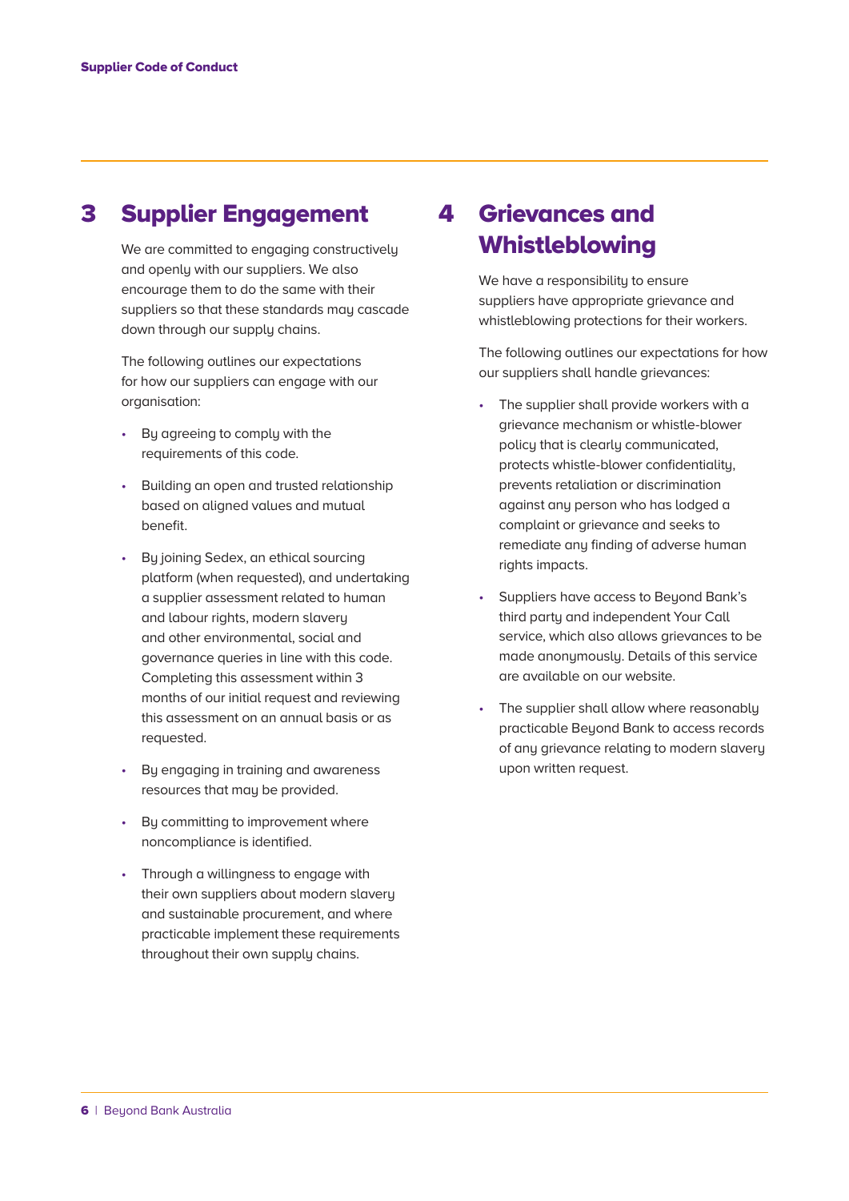## 3 Supplier Engagement

We are committed to engaging constructively and openly with our suppliers. We also encourage them to do the same with their suppliers so that these standards may cascade down through our supply chains.

The following outlines our expectations for how our suppliers can engage with our organisation:

- By agreeing to comply with the requirements of this code.
- Building an open and trusted relationship based on aligned values and mutual benefit.
- By joining Sedex, an ethical sourcing platform (when requested), and undertaking a supplier assessment related to human and labour rights, modern slavery and other environmental, social and governance queries in line with this code. Completing this assessment within 3 months of our initial request and reviewing this assessment on an annual basis or as requested.
- By engaging in training and awareness resources that may be provided.
- By committing to improvement where noncompliance is identified.
- Through a willingness to engage with their own suppliers about modern slavery and sustainable procurement, and where practicable implement these requirements throughout their own supply chains.

## 4 Grievances and Whistleblowing

We have a responsibility to ensure suppliers have appropriate grievance and whistleblowing protections for their workers.

The following outlines our expectations for how our suppliers shall handle grievances:

- The supplier shall provide workers with a grievance mechanism or whistle-blower policy that is clearly communicated, protects whistle-blower confidentiality, prevents retaliation or discrimination against any person who has lodged a complaint or grievance and seeks to remediate any finding of adverse human rights impacts.
- Suppliers have access to Beyond Bank's third party and independent Your Call service, which also allows grievances to be made anonymously. Details of this service are available on our website.
- The supplier shall allow where reasonably practicable Beyond Bank to access records of any grievance relating to modern slavery upon written request.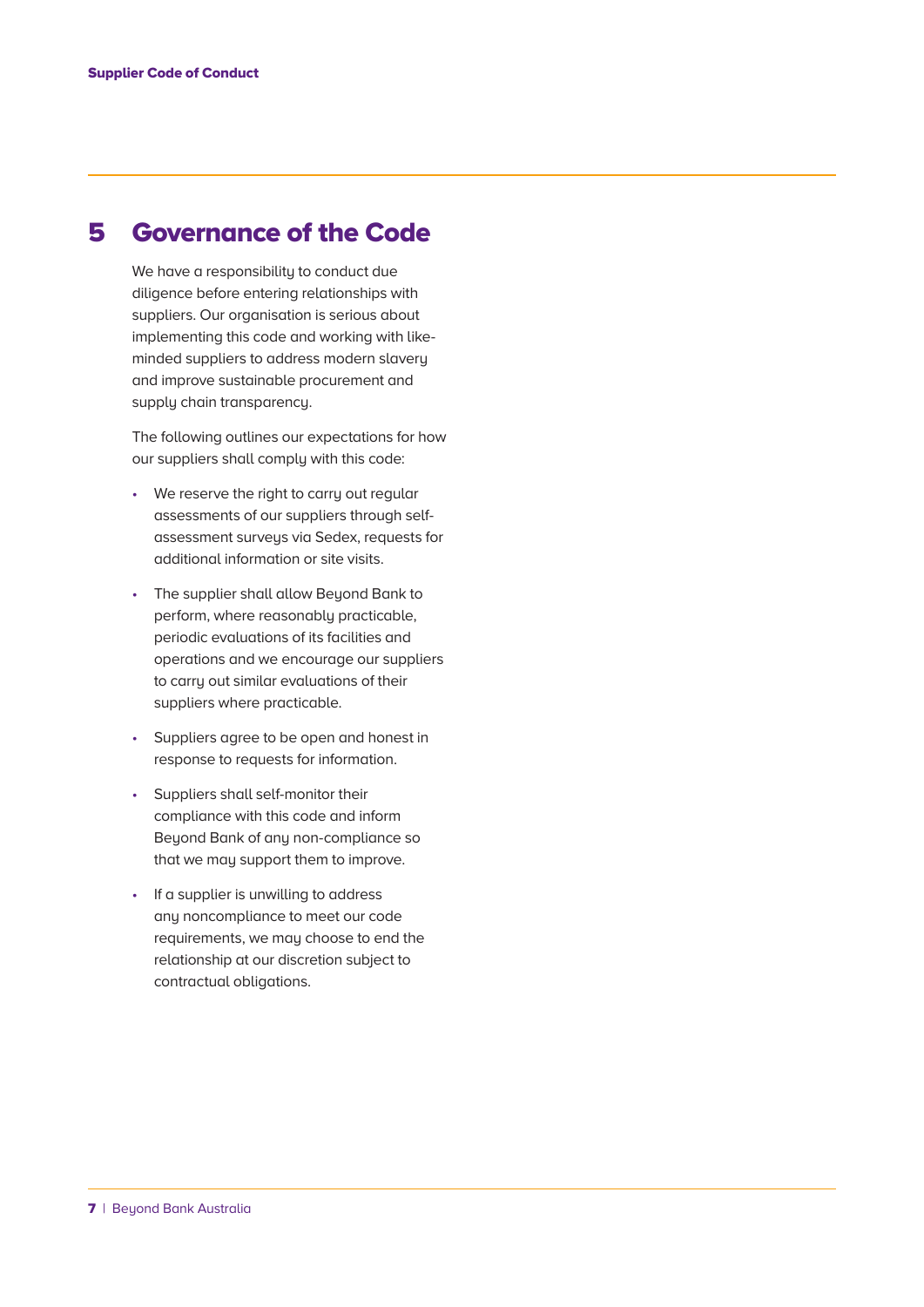## 5 Governance of the Code

We have a responsibility to conduct due diligence before entering relationships with suppliers. Our organisation is serious about implementing this code and working with like-minded suppliers to address modern slavery and improve sustainable procurement and supply chain transparency.

The following outlines our expectations for how our suppliers shall comply with this code:

- We reserve the right to carry out regular assessments of our suppliers through self-assessment surveys via Sedex, requests for additional information or site visits.
- The supplier shall allow Beyond Bank to perform, where reasonably practicable, periodic evaluations of its facilities and operations and we encourage our suppliers to carry out similar evaluations of their suppliers where practicable.
- Suppliers agree to be open and honest in response to requests for information.
- Suppliers shall self-monitor their compliance with this code and inform Beyond Bank of any non-compliance so that we may support them to improve.
- If a supplier is unwilling to address any noncompliance to meet our code requirements, we may choose to end the relationship at our discretion subject to contractual obligations.